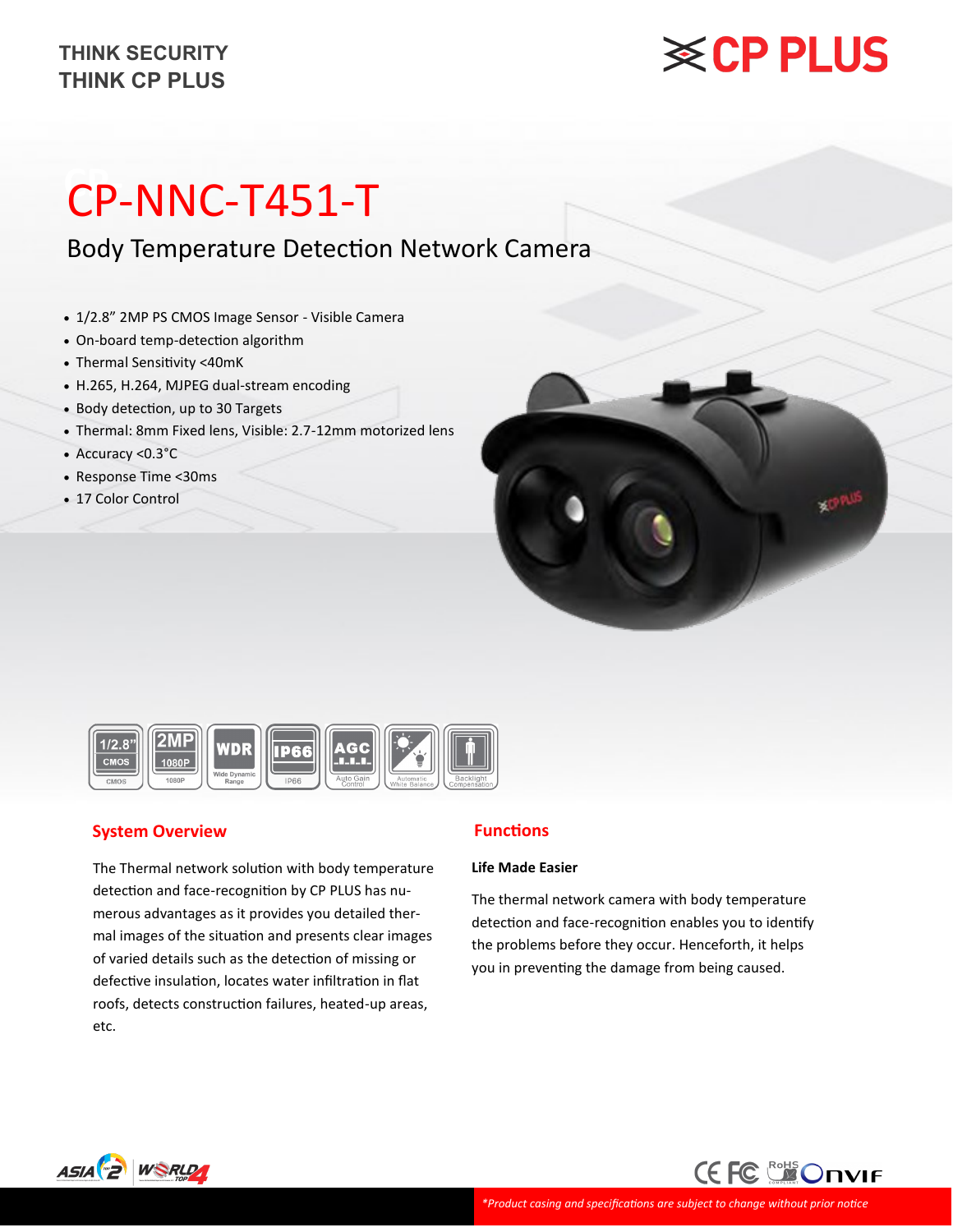THINK SECURITY
THINK CP PLUS

CP PLUS

# CP-NNC-T451-T

## Body Temperature Detection Network Camera

- 1/2.8” 2MP PS CMOS Image Sensor - Visible Camera
- On-board temp-detection algorithm
- Thermal Sensitivity <40mK
- H.265, H.264, MJPEG dual-stream encoding
- Body detection, up to 30 Targets
- Thermal: 8mm Fixed lens, Visible: 2.7-12mm motorized lens
- Accuracy <0.3˚C
- Response Time <30ms
- 17 Color Control

## System Overview

The Thermal network solution with body temperature detection and face-recognition by CP PLUS has numerous advantages as it provides you detailed thermal images of the situation and presents clear images of varied details such as the detection of missing or defective insulation, locates water infiltration in flat roofs, detects construction failures, heated-up areas, etc.

## Functions

**Life Made Easier**

The thermal network camera with body temperature detection and face-recognition enables you to identify the problems before they occur. Henceforth, it helps you in preventing the damage from being caused.

*Product casing and specifications are subject to change without prior notice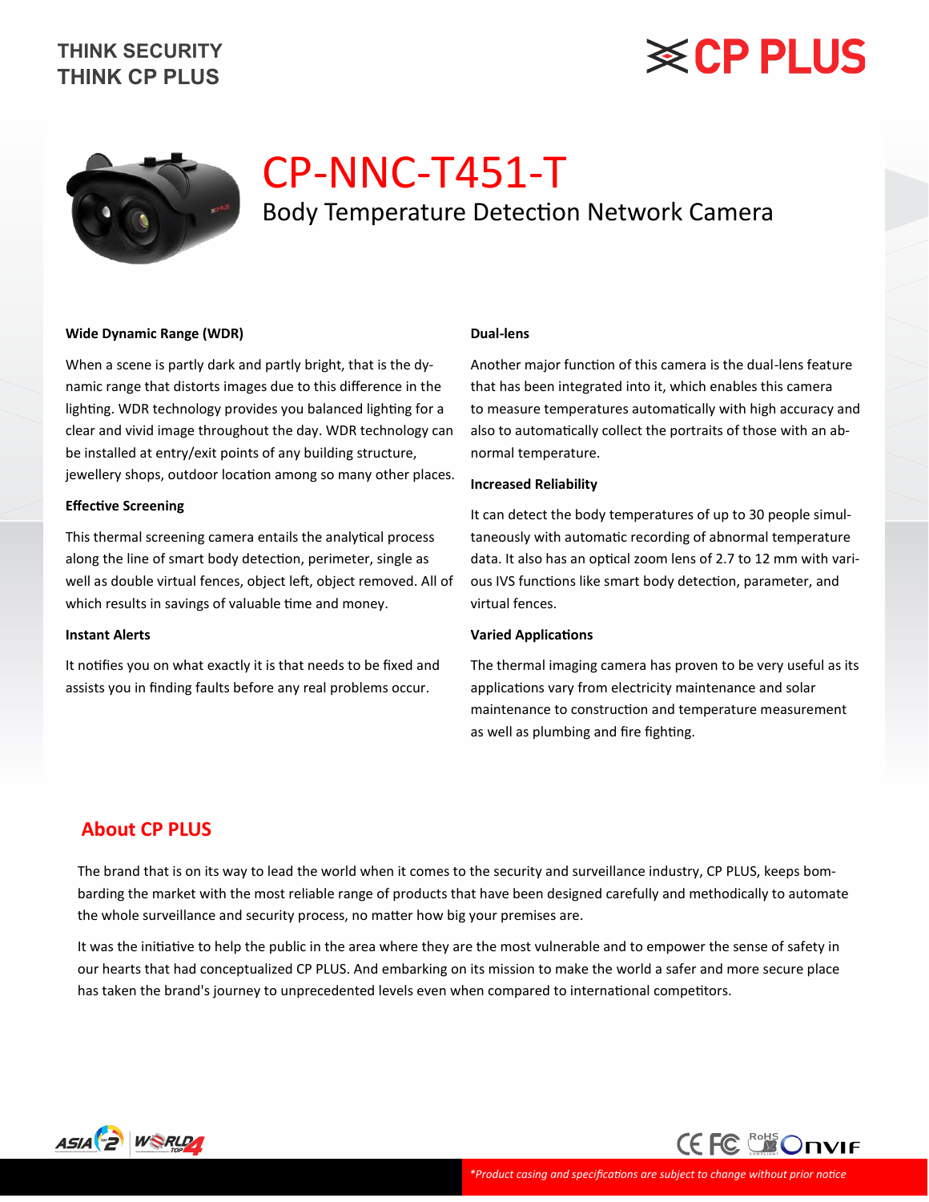# CP-NNC-T451-T

## Body Temperature Detection Network Camera

### Wide Dynamic Range (WDR)

When a scene is partly dark and partly bright, that is the dynamic range that distorts images due to this difference in the lighting. WDR technology provides you balanced lighting for a clear and vivid image throughout the day. WDR technology can be installed at entry/exit points of any building structure, jewellery shops, outdoor location among so many other places.

### Effective Screening

This thermal screening camera entails the analytical process along the line of smart body detection, perimeter, single as well as double virtual fences, object left, object removed. All of which results in savings of valuable time and money.

### Instant Alerts

It notifies you on what exactly it is that needs to be fixed and assists you in finding faults before any real problems occur.

### Dual-lens

Another major function of this camera is the dual-lens feature that has been integrated into it, which enables this camera to measure temperatures automatically with high accuracy and also to automatically collect the portraits of those with an abnormal temperature.

### Increased Reliability

It can detect the body temperatures of up to 30 people simultaneously with automatic recording of abnormal temperature data. It also has an optical zoom lens of 2.7 to 12 mm with various IVS functions like smart body detection, parameter, and virtual fences.

### Varied Applications

The thermal imaging camera has proven to be very useful as its applications vary from electricity maintenance and solar maintenance to construction and temperature measurement as well as plumbing and fire fighting.

## About CP PLUS

The brand that is on its way to lead the world when it comes to the security and surveillance industry, CP PLUS, keeps bombarding the market with the most reliable range of products that have been designed carefully and methodically to automate the whole surveillance and security process, no matter how big your premises are.

It was the initiative to help the public in the area where they are the most vulnerable and to empower the sense of safety in our hearts that had conceptualized CP PLUS. And embarking on its mission to make the world a safer and more secure place has taken the brand's journey to unprecedented levels even when compared to international competitors.

*\*Product casing and specifications are subject to change without prior notice*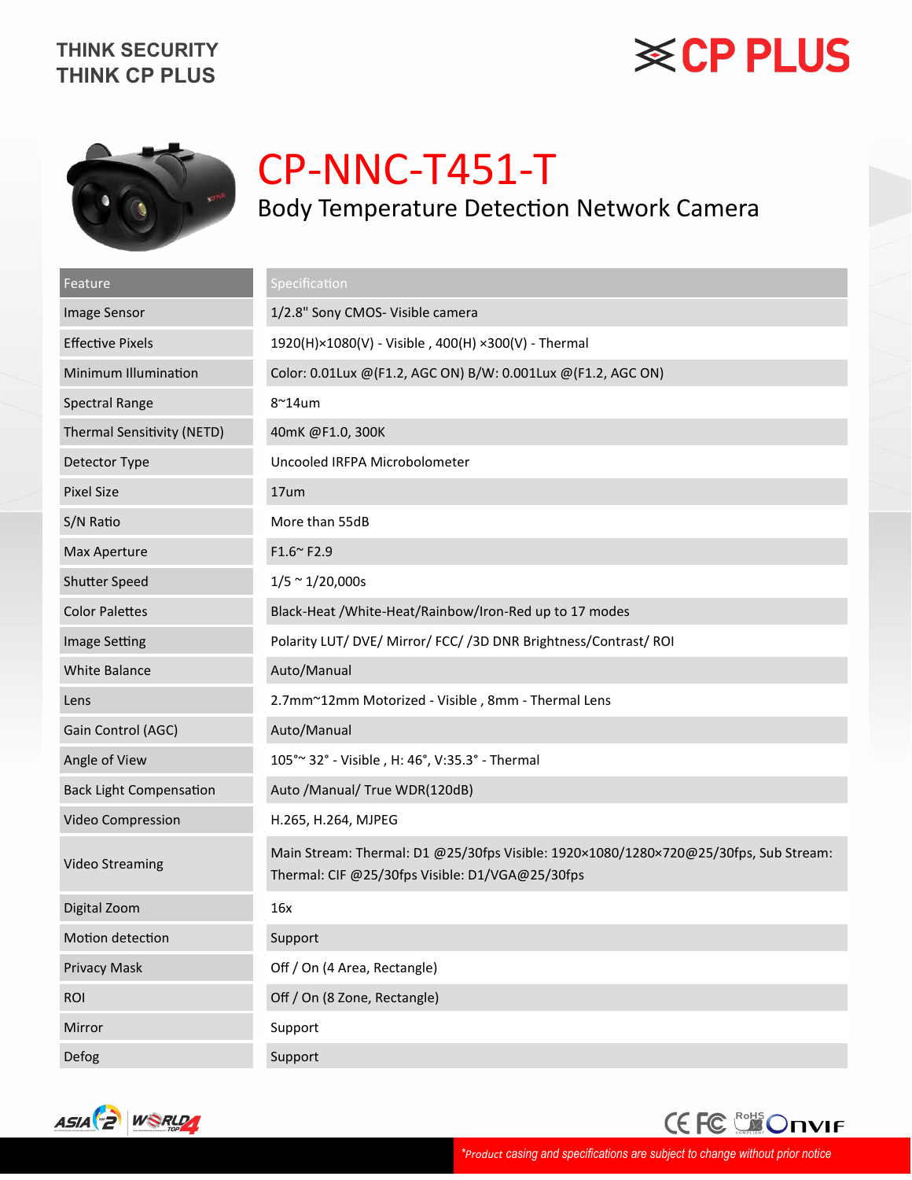THINK SECURITY
THINK CP PLUS

CP PLUS

# CP-NNC-T451-T

## Body Temperature Detection Network Camera

| Feature | Specification |
|---|---|
| Image Sensor | 1/2.8" Sony CMOS- Visible camera |
| Effective Pixels | 1920(H)×1080(V) - Visible , 400(H) ×300(V) - Thermal |
| Minimum Illumination | Color: 0.01Lux @(F1.2, AGC ON) B/W: 0.001Lux @(F1.2, AGC ON) |
| Spectral Range | 8~14um |
| Thermal Sensitivity (NETD) | 40mK @F1.0, 300K |
| Detector Type | Uncooled IRFPA Microbolometer |
| Pixel Size | 17um |
| S/N Ratio | More than 55dB |
| Max Aperture | F1.6~ F2.9 |
| Shutter Speed | 1/5 ~ 1/20,000s |
| Color Palettes | Black-Heat /White-Heat/Rainbow/Iron-Red up to 17 modes |
| Image Setting | Polarity LUT/ DVE/ Mirror/ FCC/ /3D DNR Brightness/Contrast/ ROI |
| White Balance | Auto/Manual |
| Lens | 2.7mm~12mm Motorized - Visible , 8mm - Thermal Lens |
| Gain Control (AGC) | Auto/Manual |
| Angle of View | 105°~ 32° - Visible , H: 46°, V:35.3° - Thermal |
| Back Light Compensation | Auto /Manual/ True WDR(120dB) |
| Video Compression | H.265, H.264, MJPEG |
| Video Streaming | Main Stream: Thermal: D1 @25/30fps Visible: 1920×1080/1280×720@25/30fps, Sub Stream: Thermal: CIF @25/30fps Visible: D1/VGA@25/30fps |
| Digital Zoom | 16x |
| Motion detection | Support |
| Privacy Mask | Off / On (4 Area, Rectangle) |
| ROI | Off / On (8 Zone, Rectangle) |
| Mirror | Support |
| Defog | Support |

*Product casing and specifications are subject to change without prior notice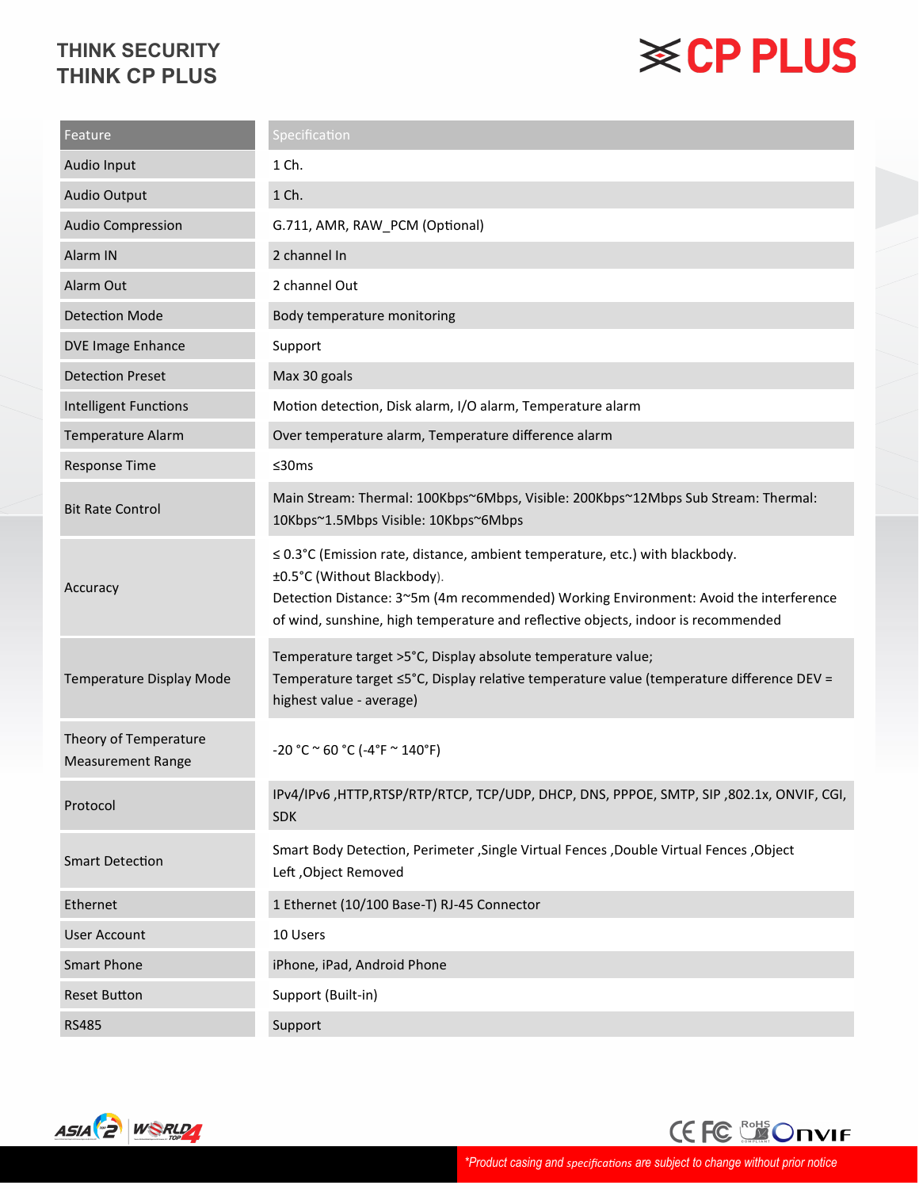| Feature | Specification |
| --- | --- |
| Audio Input | 1 Ch. |
| Audio Output | 1 Ch. |
| Audio Compression | G.711, AMR, RAW_PCM (Optional) |
| Alarm IN | 2 channel In |
| Alarm Out | 2 channel Out |
| Detection Mode | Body temperature monitoring |
| DVE Image Enhance | Support |
| Detection Preset | Max 30 goals |
| Intelligent Functions | Motion detection, Disk alarm, I/O alarm, Temperature alarm |
| Temperature Alarm | Over temperature alarm, Temperature difference alarm |
| Response Time | ≤30ms |
| Bit Rate Control | Main Stream: Thermal: 100Kbps~6Mbps, Visible: 200Kbps~12Mbps Sub Stream: Thermal: 10Kbps~1.5Mbps Visible: 10Kbps~6Mbps |
| Accuracy | ≤ 0.3°C (Emission rate, distance, ambient temperature, etc.) with blackbody.<br>±0.5°C (Without Blackbody).<br>Detection Distance: 3~5m (4m recommended) Working Environment: Avoid the interference of wind, sunshine, high temperature and reflective objects, indoor is recommended |
| Temperature Display Mode | Temperature target >5°C, Display absolute temperature value;<br>Temperature target ≤5°C, Display relative temperature value (temperature difference DEV = highest value - average) |
| Theory of Temperature Measurement Range | -20 °C ~ 60 °C (-4°F ~ 140°F) |
| Protocol | IPv4/IPv6 ,HTTP,RTSP/RTP/RTCP, TCP/UDP, DHCP, DNS, PPPOE, SMTP, SIP ,802.1x, ONVIF, CGI, SDK |
| Smart Detection | Smart Body Detection, Perimeter ,Single Virtual Fences ,Double Virtual Fences ,Object Left ,Object Removed |
| Ethernet | 1 Ethernet (10/100 Base-T) RJ-45 Connector |
| User Account | 10 Users |
| Smart Phone | iPhone, iPad, Android Phone |
| Reset Button | Support (Built-in) |
| RS485 | Support |

*Product casing and specifications are subject to change without prior notice*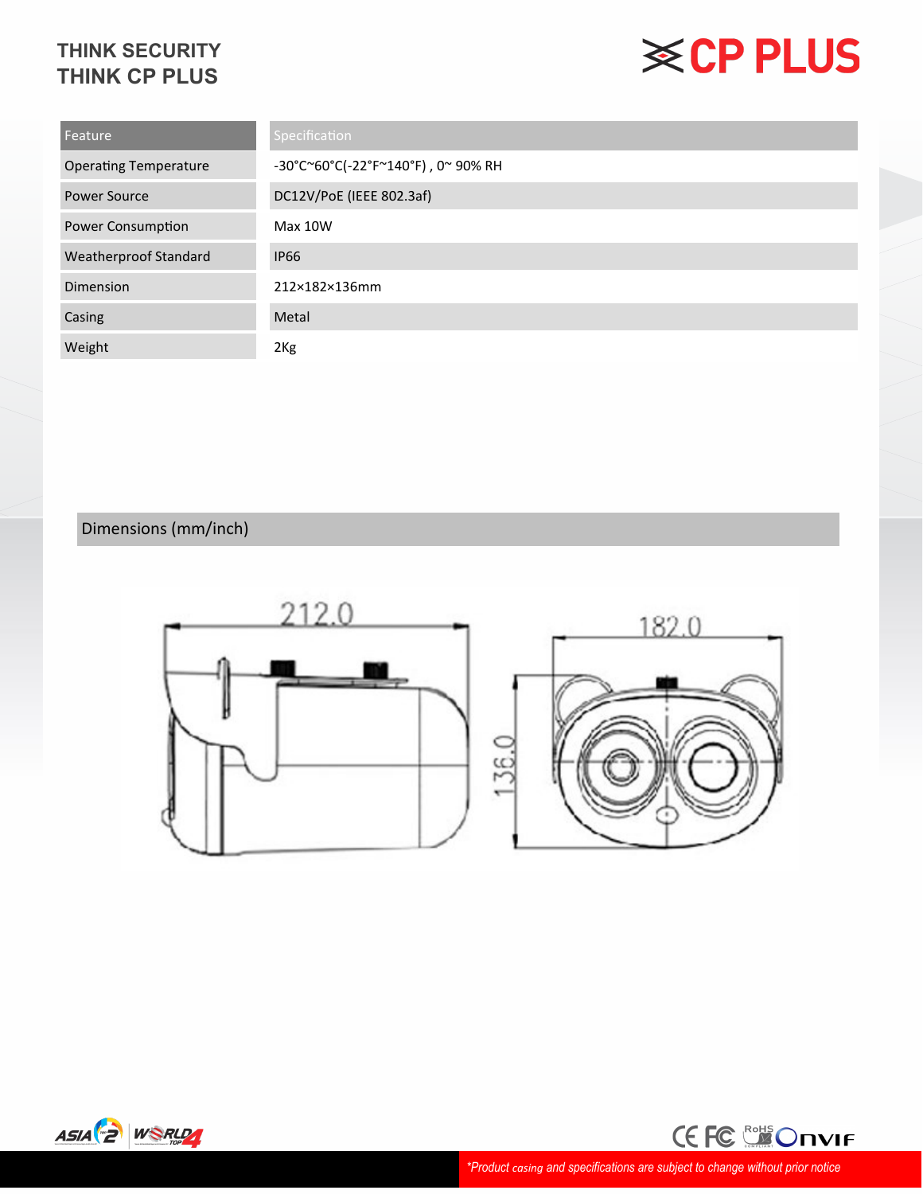THINK SECURITY
THINK CP PLUS

| Feature | Specification |
| --- | --- |
| Operating Temperature | -30°C~60°C(-22°F~140°F) , 0~ 90% RH |
| Power Source | DC12V/PoE (IEEE 802.3af) |
| Power Consumption | Max 10W |
| Weatherproof Standard | IP66 |
| Dimension | 212×182×136mm |
| Casing | Metal |
| Weight | 2Kg |

## Dimensions (mm/inch)

212.0

182.0

136.0

*Product casing and specifications are subject to change without prior notice*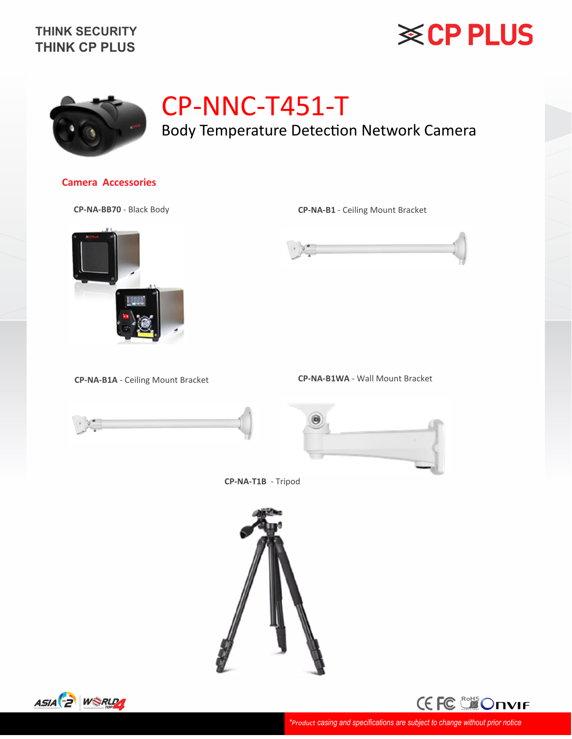THINK SECURITY
THINK CP PLUS

# CP-NNC-T451-T

## Body Temperature Detection Network Camera

### Camera Accessories

**CP-NA-BB70** - Black Body

**CP-NA-B1** - Ceiling Mount Bracket

**CP-NA-B1A** - Ceiling Mount Bracket

**CP-NA-B1WA** - Wall Mount Bracket

**CP-NA-T1B** - Tripod

*\*Product casing and specifications are subject to change without prior notice*